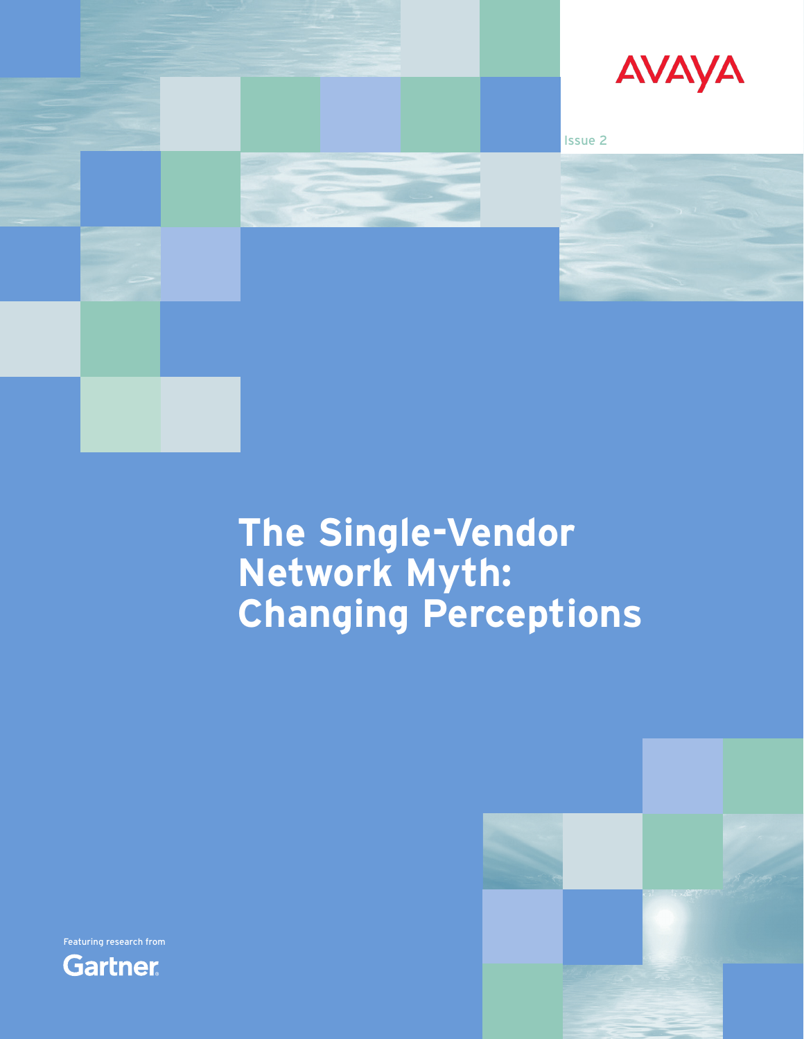AVAYA

Issue 2

# The Single-Vendor Network Myth: Changing Perceptions

Featuring research from

Gartner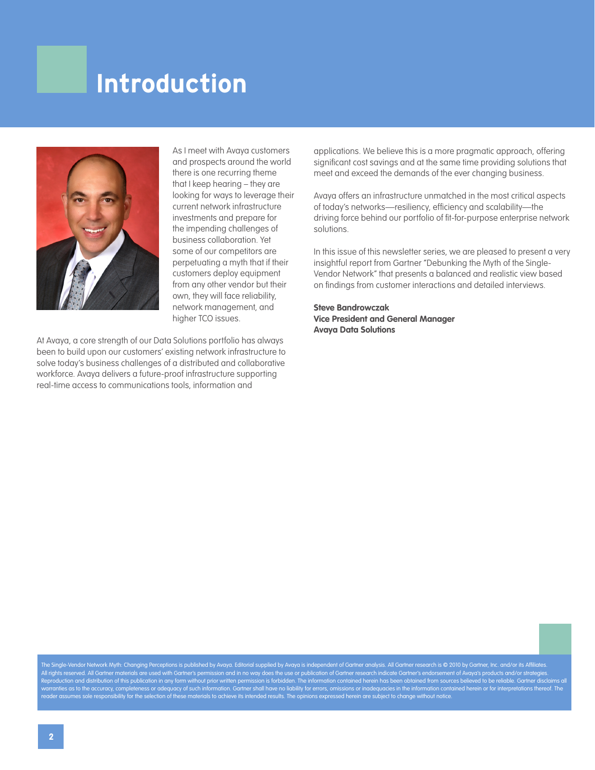# Introduction

As I meet with Avaya customers and prospects around the world there is one recurring theme that I keep hearing – they are looking for ways to leverage their current network infrastructure investments and prepare for the impending challenges of business collaboration. Yet some of our competitors are perpetuating a myth that if their customers deploy equipment from any other vendor but their own, they will face reliability, network management, and higher TCO issues.

At Avaya, a core strength of our Data Solutions portfolio has always been to build upon our customers' existing network infrastructure to solve today's business challenges of a distributed and collaborative workforce. Avaya delivers a future-proof infrastructure supporting real-time access to communications tools, information and applications. We believe this is a more pragmatic approach, offering significant cost savings and at the same time providing solutions that meet and exceed the demands of the ever changing business.

Avaya offers an infrastructure unmatched in the most critical aspects of today's networks—resiliency, efficiency and scalability—the driving force behind our portfolio of fit-for-purpose enterprise network solutions.

In this issue of this newsletter series, we are pleased to present a very insightful report from Gartner "Debunking the Myth of the Single-Vendor Network" that presents a balanced and realistic view based on findings from customer interactions and detailed interviews.

**Steve Bandrowczak**
**Vice President and General Manager**
**Avaya Data Solutions**

The Single-Vendor Network Myth: Changing Perceptions is published by Avaya. Editorial supplied by Avaya is independent of Gartner analysis. All Gartner research is © 2010 by Gartner, Inc. and/or its Affiliates. All rights reserved. All Gartner materials are used with Gartner's permission and in no way does the use or publication of Gartner research indicate Gartner's endorsement of Avaya's products and/or strategies. Reproduction and distribution of this publication in any form without prior written permission is forbidden. The information contained herein has been obtained from sources believed to be reliable. Gartner disclaims all warranties as to the accuracy, completeness or adequacy of such information. Gartner shall have no liability for errors, omissions or inadequacies in the information contained herein or for interpretations thereof. The reader assumes sole responsibility for the selection of these materials to achieve its intended results. The opinions expressed herein are subject to change without notice.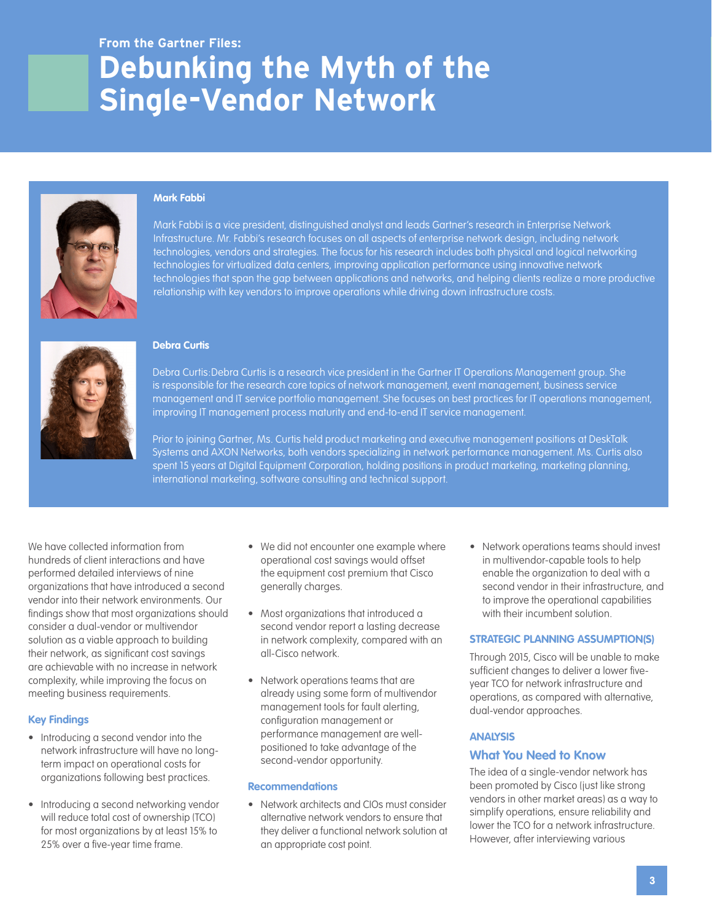From the Gartner Files:

# Debunking the Myth of the Single-Vendor Network

**Mark Fabbi**

Mark Fabbi is a vice president, distinguished analyst and leads Gartner's research in Enterprise Network Infrastructure. Mr. Fabbi's research focuses on all aspects of enterprise network design, including network technologies, vendors and strategies. The focus for his research includes both physical and logical networking technologies for virtualized data centers, improving application performance using innovative network technologies that span the gap between applications and networks, and helping clients realize a more productive relationship with key vendors to improve operations while driving down infrastructure costs.

**Debra Curtis**

Debra Curtis:Debra Curtis is a research vice president in the Gartner IT Operations Management group. She is responsible for the research core topics of network management, event management, business service management and IT service portfolio management. She focuses on best practices for IT operations management, improving IT management process maturity and end-to-end IT service management.

Prior to joining Gartner, Ms. Curtis held product marketing and executive management positions at DeskTalk Systems and AXON Networks, both vendors specializing in network performance management. Ms. Curtis also spent 15 years at Digital Equipment Corporation, holding positions in product marketing, marketing planning, international marketing, software consulting and technical support.

We have collected information from hundreds of client interactions and have performed detailed interviews of nine organizations that have introduced a second vendor into their network environments. Our findings show that most organizations should consider a dual-vendor or multivendor solution as a viable approach to building their network, as significant cost savings are achievable with no increase in network complexity, while improving the focus on meeting business requirements.

## Key Findings

- Introducing a second vendor into the network infrastructure will have no long-term impact on operational costs for organizations following best practices.
- Introducing a second networking vendor will reduce total cost of ownership (TCO) for most organizations by at least 15% to 25% over a five-year time frame.
- We did not encounter one example where operational cost savings would offset the equipment cost premium that Cisco generally charges.
- Most organizations that introduced a second vendor report a lasting decrease in network complexity, compared with an all-Cisco network.
- Network operations teams that are already using some form of multivendor management tools for fault alerting, configuration management or performance management are well-positioned to take advantage of the second-vendor opportunity.

## Recommendations

- Network architects and CIOs must consider alternative network vendors to ensure that they deliver a functional network solution at an appropriate cost point.
- Network operations teams should invest in multivendor-capable tools to help enable the organization to deal with a second vendor in their infrastructure, and to improve the operational capabilities with their incumbent solution.

## STRATEGIC PLANNING ASSUMPTION(S)

Through 2015, Cisco will be unable to make sufficient changes to deliver a lower five-year TCO for network infrastructure and operations, as compared with alternative, dual-vendor approaches.

## ANALYSIS

### What You Need to Know

The idea of a single-vendor network has been promoted by Cisco (just like strong vendors in other market areas) as a way to simplify operations, ensure reliability and lower the TCO for a network infrastructure. However, after interviewing various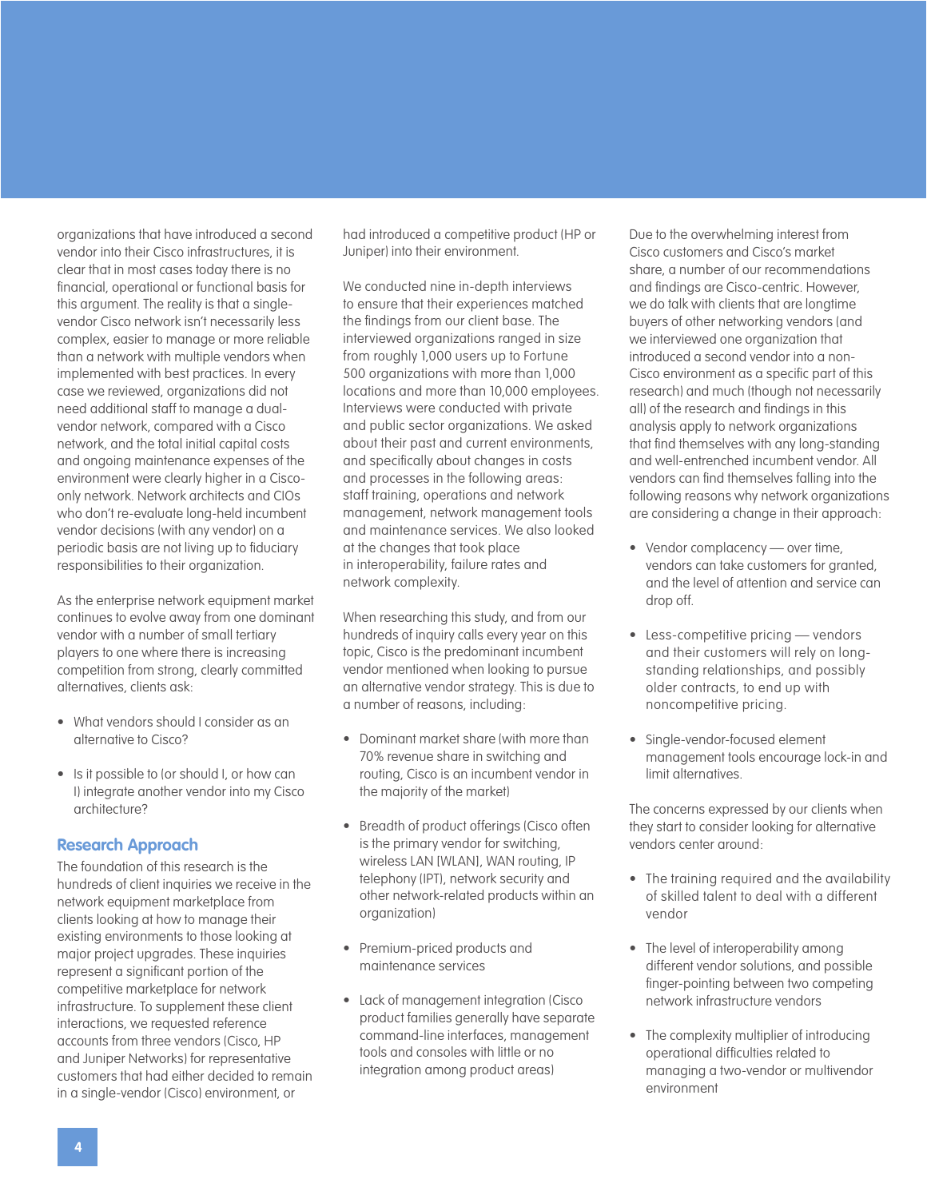organizations that have introduced a second vendor into their Cisco infrastructures, it is clear that in most cases today there is no financial, operational or functional basis for this argument. The reality is that a single-vendor Cisco network isn't necessarily less complex, easier to manage or more reliable than a network with multiple vendors when implemented with best practices. In every case we reviewed, organizations did not need additional staff to manage a dual-vendor network, compared with a Cisco network, and the total initial capital costs and ongoing maintenance expenses of the environment were clearly higher in a Cisco-only network. Network architects and CIOs who don't re-evaluate long-held incumbent vendor decisions (with any vendor) on a periodic basis are not living up to fiduciary responsibilities to their organization.

As the enterprise network equipment market continues to evolve away from one dominant vendor with a number of small tertiary players to one where there is increasing competition from strong, clearly committed alternatives, clients ask:

- What vendors should I consider as an alternative to Cisco?
- Is it possible to (or should I, or how can I) integrate another vendor into my Cisco architecture?

## Research Approach

The foundation of this research is the hundreds of client inquiries we receive in the network equipment marketplace from clients looking at how to manage their existing environments to those looking at major project upgrades. These inquiries represent a significant portion of the competitive marketplace for network infrastructure. To supplement these client interactions, we requested reference accounts from three vendors (Cisco, HP and Juniper Networks) for representative customers that had either decided to remain in a single-vendor (Cisco) environment, or had introduced a competitive product (HP or Juniper) into their environment.

We conducted nine in-depth interviews to ensure that their experiences matched the findings from our client base. The interviewed organizations ranged in size from roughly 1,000 users up to Fortune 500 organizations with more than 1,000 locations and more than 10,000 employees. Interviews were conducted with private and public sector organizations. We asked about their past and current environments, and specifically about changes in costs and processes in the following areas: staff training, operations and network management, network management tools and maintenance services. We also looked at the changes that took place in interoperability, failure rates and network complexity.

When researching this study, and from our hundreds of inquiry calls every year on this topic, Cisco is the predominant incumbent vendor mentioned when looking to pursue an alternative vendor strategy. This is due to a number of reasons, including:

- Dominant market share (with more than 70% revenue share in switching and routing, Cisco is an incumbent vendor in the majority of the market)
- Breadth of product offerings (Cisco often is the primary vendor for switching, wireless LAN [WLAN], WAN routing, IP telephony (IPT), network security and other network-related products within an organization)
- Premium-priced products and maintenance services
- Lack of management integration (Cisco product families generally have separate command-line interfaces, management tools and consoles with little or no integration among product areas)

Due to the overwhelming interest from Cisco customers and Cisco's market share, a number of our recommendations and findings are Cisco-centric. However, we do talk with clients that are longtime buyers of other networking vendors (and we interviewed one organization that introduced a second vendor into a non-Cisco environment as a specific part of this research) and much (though not necessarily all) of the research and findings in this analysis apply to network organizations that find themselves with any long-standing and well-entrenched incumbent vendor. All vendors can find themselves falling into the following reasons why network organizations are considering a change in their approach:

- Vendor complacency — over time, vendors can take customers for granted, and the level of attention and service can drop off.
- Less-competitive pricing — vendors and their customers will rely on long-standing relationships, and possibly older contracts, to end up with noncompetitive pricing.
- Single-vendor-focused element management tools encourage lock-in and limit alternatives.

The concerns expressed by our clients when they start to consider looking for alternative vendors center around:

- The training required and the availability of skilled talent to deal with a different vendor
- The level of interoperability among different vendor solutions, and possible finger-pointing between two competing network infrastructure vendors
- The complexity multiplier of introducing operational difficulties related to managing a two-vendor or multivendor environment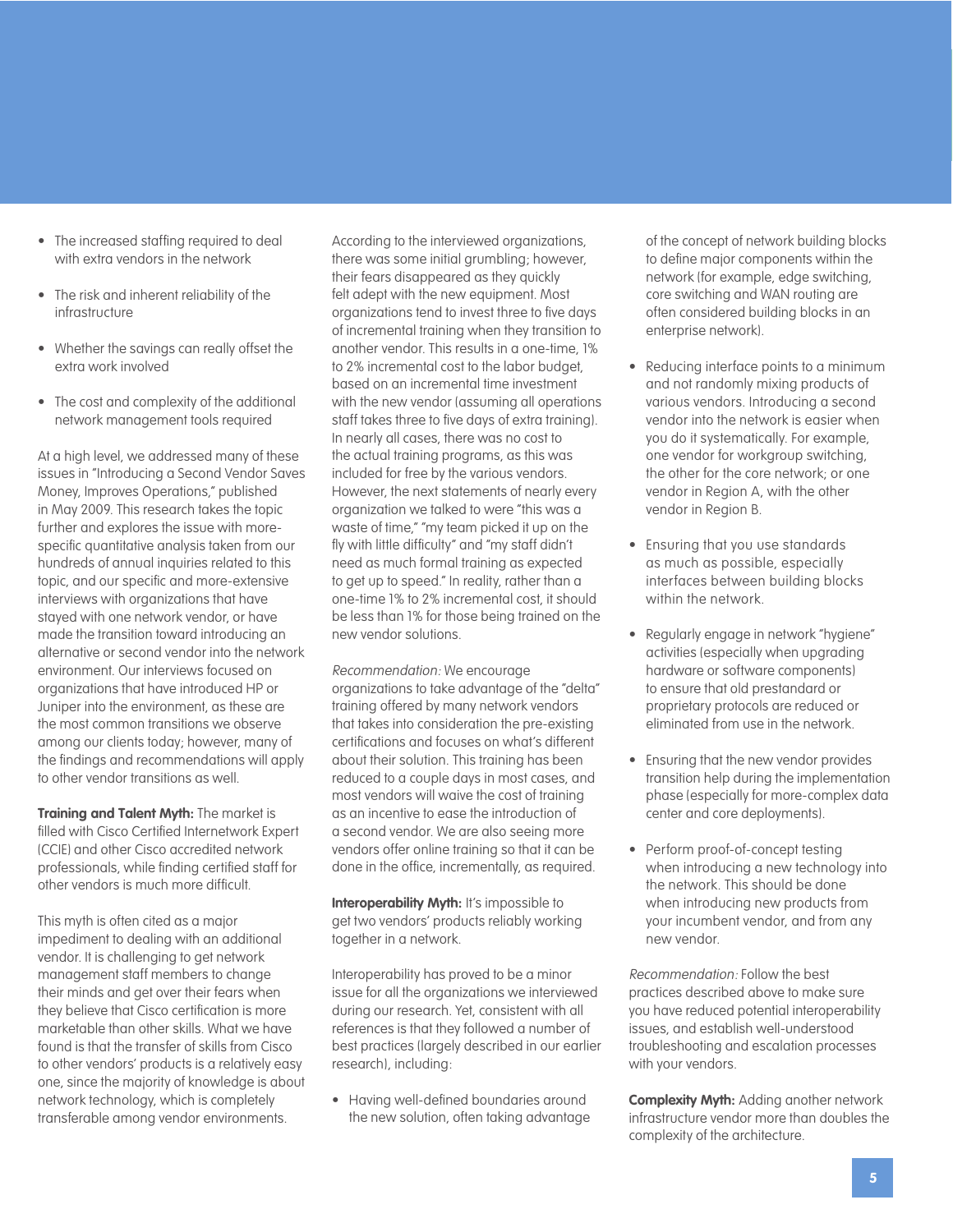- The increased staffing required to deal with extra vendors in the network
- The risk and inherent reliability of the infrastructure
- Whether the savings can really offset the extra work involved
- The cost and complexity of the additional network management tools required

At a high level, we addressed many of these issues in "Introducing a Second Vendor Saves Money, Improves Operations," published in May 2009. This research takes the topic further and explores the issue with more-specific quantitative analysis taken from our hundreds of annual inquiries related to this topic, and our specific and more-extensive interviews with organizations that have stayed with one network vendor, or have made the transition toward introducing an alternative or second vendor into the network environment. Our interviews focused on organizations that have introduced HP or Juniper into the environment, as these are the most common transitions we observe among our clients today; however, many of the findings and recommendations will apply to other vendor transitions as well.

**Training and Talent Myth:** The market is filled with Cisco Certified Internetwork Expert (CCIE) and other Cisco accredited network professionals, while finding certified staff for other vendors is much more difficult.

This myth is often cited as a major impediment to dealing with an additional vendor. It is challenging to get network management staff members to change their minds and get over their fears when they believe that Cisco certification is more marketable than other skills. What we have found is that the transfer of skills from Cisco to other vendors' products is a relatively easy one, since the majority of knowledge is about network technology, which is completely transferable among vendor environments.

According to the interviewed organizations, there was some initial grumbling; however, their fears disappeared as they quickly felt adept with the new equipment. Most organizations tend to invest three to five days of incremental training when they transition to another vendor. This results in a one-time, 1% to 2% incremental cost to the labor budget, based on an incremental time investment with the new vendor (assuming all operations staff takes three to five days of extra training). In nearly all cases, there was no cost to the actual training programs, as this was included for free by the various vendors. However, the next statements of nearly every organization we talked to were "this was a waste of time," "my team picked it up on the fly with little difficulty" and "my staff didn't need as much formal training as expected to get up to speed." In reality, rather than a one-time 1% to 2% incremental cost, it should be less than 1% for those being trained on the new vendor solutions.

*Recommendation:* We encourage organizations to take advantage of the "delta" training offered by many network vendors that takes into consideration the pre-existing certifications and focuses on what's different about their solution. This training has been reduced to a couple days in most cases, and most vendors will waive the cost of training as an incentive to ease the introduction of a second vendor. We are also seeing more vendors offer online training so that it can be done in the office, incrementally, as required.

**Interoperability Myth:** It's impossible to get two vendors' products reliably working together in a network.

Interoperability has proved to be a minor issue for all the organizations we interviewed during our research. Yet, consistent with all references is that they followed a number of best practices (largely described in our earlier research), including:

- Having well-defined boundaries around the new solution, often taking advantage of the concept of network building blocks to define major components within the network (for example, edge switching, core switching and WAN routing are often considered building blocks in an enterprise network).
- Reducing interface points to a minimum and not randomly mixing products of various vendors. Introducing a second vendor into the network is easier when you do it systematically. For example, one vendor for workgroup switching, the other for the core network; or one vendor in Region A, with the other vendor in Region B.
- Ensuring that you use standards as much as possible, especially interfaces between building blocks within the network.
- Regularly engage in network "hygiene" activities (especially when upgrading hardware or software components) to ensure that old prestandard or proprietary protocols are reduced or eliminated from use in the network.
- Ensuring that the new vendor provides transition help during the implementation phase (especially for more-complex data center and core deployments).
- Perform proof-of-concept testing when introducing a new technology into the network. This should be done when introducing new products from your incumbent vendor, and from any new vendor.

*Recommendation:* Follow the best practices described above to make sure you have reduced potential interoperability issues, and establish well-understood troubleshooting and escalation processes with your vendors.

**Complexity Myth:** Adding another network infrastructure vendor more than doubles the complexity of the architecture.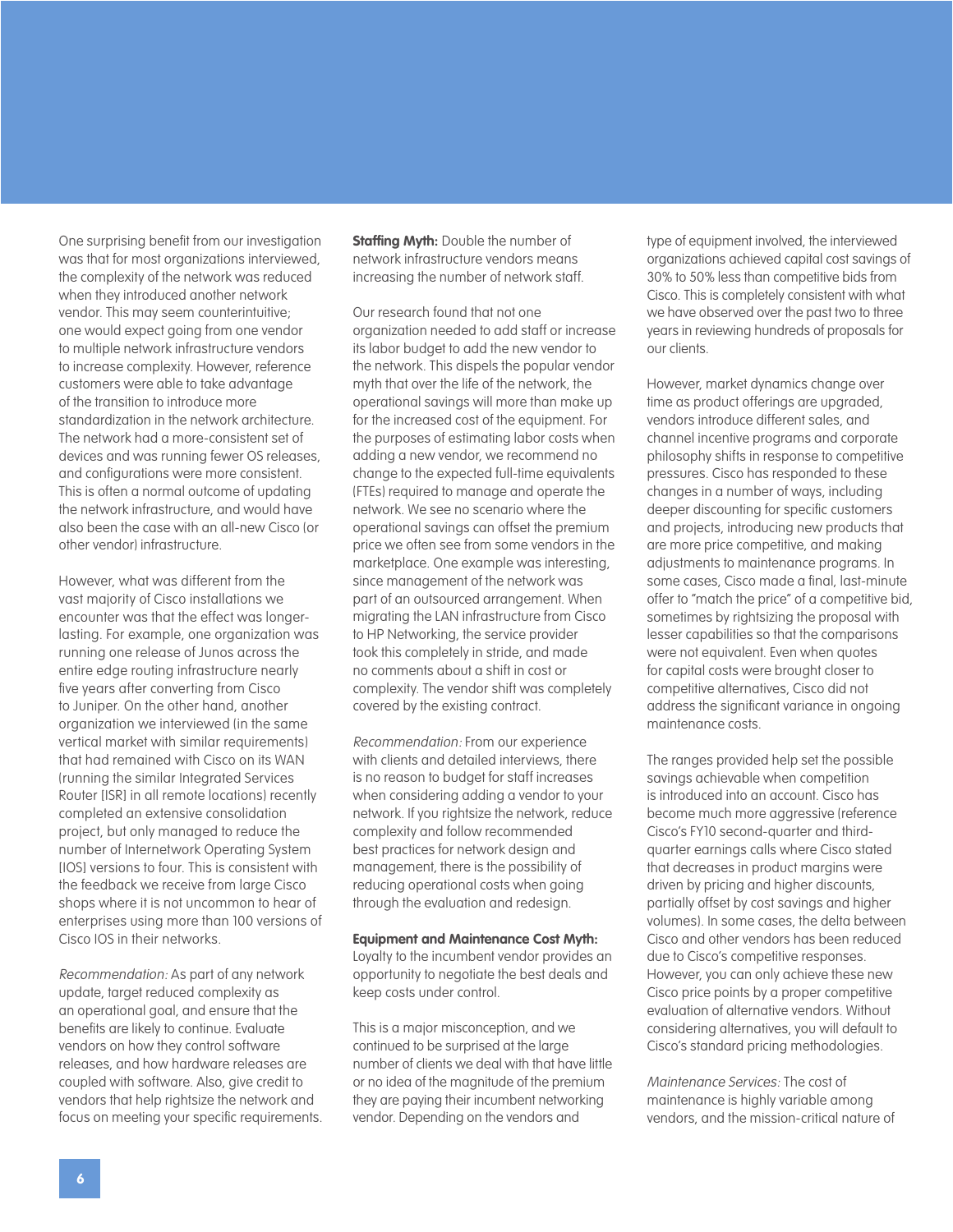One surprising benefit from our investigation was that for most organizations interviewed, the complexity of the network was reduced when they introduced another network vendor. This may seem counterintuitive; one would expect going from one vendor to multiple network infrastructure vendors to increase complexity. However, reference customers were able to take advantage of the transition to introduce more standardization in the network architecture. The network had a more-consistent set of devices and was running fewer OS releases, and configurations were more consistent. This is often a normal outcome of updating the network infrastructure, and would have also been the case with an all-new Cisco (or other vendor) infrastructure.

However, what was different from the vast majority of Cisco installations we encounter was that the effect was longer-lasting. For example, one organization was running one release of Junos across the entire edge routing infrastructure nearly five years after converting from Cisco to Juniper. On the other hand, another organization we interviewed (in the same vertical market with similar requirements) that had remained with Cisco on its WAN (running the similar Integrated Services Router [ISR] in all remote locations) recently completed an extensive consolidation project, but only managed to reduce the number of Internetwork Operating System (IOS) versions to four. This is consistent with the feedback we receive from large Cisco shops where it is not uncommon to hear of enterprises using more than 100 versions of Cisco IOS in their networks.

*Recommendation:* As part of any network update, target reduced complexity as an operational goal, and ensure that the benefits are likely to continue. Evaluate vendors on how they control software releases, and how hardware releases are coupled with software. Also, give credit to vendors that help rightsize the network and focus on meeting your specific requirements.

**Staffing Myth:** Double the number of network infrastructure vendors means increasing the number of network staff.

Our research found that not one organization needed to add staff or increase its labor budget to add the new vendor to the network. This dispels the popular vendor myth that over the life of the network, the operational savings will more than make up for the increased cost of the equipment. For the purposes of estimating labor costs when adding a new vendor, we recommend no change to the expected full-time equivalents (FTEs) required to manage and operate the network. We see no scenario where the operational savings can offset the premium price we often see from some vendors in the marketplace. One example was interesting, since management of the network was part of an outsourced arrangement. When migrating the LAN infrastructure from Cisco to HP Networking, the service provider took this completely in stride, and made no comments about a shift in cost or complexity. The vendor shift was completely covered by the existing contract.

*Recommendation:* From our experience with clients and detailed interviews, there is no reason to budget for staff increases when considering adding a vendor to your network. If you rightsize the network, reduce complexity and follow recommended best practices for network design and management, there is the possibility of reducing operational costs when going through the evaluation and redesign.

**Equipment and Maintenance Cost Myth:** Loyalty to the incumbent vendor provides an opportunity to negotiate the best deals and keep costs under control.

This is a major misconception, and we continued to be surprised at the large number of clients we deal with that have little or no idea of the magnitude of the premium they are paying their incumbent networking vendor. Depending on the vendors and type of equipment involved, the interviewed organizations achieved capital cost savings of 30% to 50% less than competitive bids from Cisco. This is completely consistent with what we have observed over the past two to three years in reviewing hundreds of proposals for our clients.

However, market dynamics change over time as product offerings are upgraded, vendors introduce different sales, and channel incentive programs and corporate philosophy shifts in response to competitive pressures. Cisco has responded to these changes in a number of ways, including deeper discounting for specific customers and projects, introducing new products that are more price competitive, and making adjustments to maintenance programs. In some cases, Cisco made a final, last-minute offer to "match the price" of a competitive bid, sometimes by rightsizing the proposal with lesser capabilities so that the comparisons were not equivalent. Even when quotes for capital costs were brought closer to competitive alternatives, Cisco did not address the significant variance in ongoing maintenance costs.

The ranges provided help set the possible savings achievable when competition is introduced into an account. Cisco has become much more aggressive (reference Cisco's FY10 second-quarter and third-quarter earnings calls where Cisco stated that decreases in product margins were driven by pricing and higher discounts, partially offset by cost savings and higher volumes). In some cases, the delta between Cisco and other vendors has been reduced due to Cisco's competitive responses. However, you can only achieve these new Cisco price points by a proper competitive evaluation of alternative vendors. Without considering alternatives, you will default to Cisco's standard pricing methodologies.

*Maintenance Services:* The cost of maintenance is highly variable among vendors, and the mission-critical nature of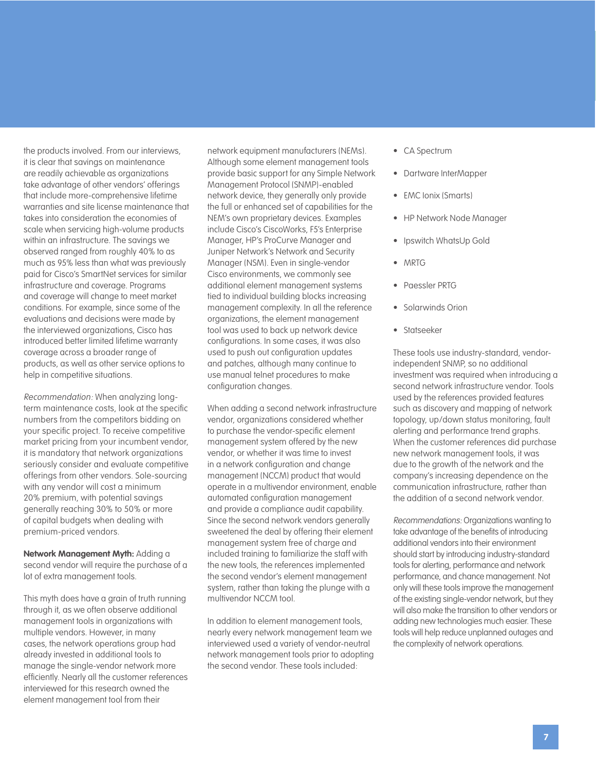the products involved. From our interviews, it is clear that savings on maintenance are readily achievable as organizations take advantage of other vendors' offerings that include more-comprehensive lifetime warranties and site license maintenance that takes into consideration the economies of scale when servicing high-volume products within an infrastructure. The savings we observed ranged from roughly 40% to as much as 95% less than what was previously paid for Cisco's SmartNet services for similar infrastructure and coverage. Programs and coverage will change to meet market conditions. For example, since some of the evaluations and decisions were made by the interviewed organizations, Cisco has introduced better limited lifetime warranty coverage across a broader range of products, as well as other service options to help in competitive situations.

*Recommendation:* When analyzing long-term maintenance costs, look at the specific numbers from the competitors bidding on your specific project. To receive competitive market pricing from your incumbent vendor, it is mandatory that network organizations seriously consider and evaluate competitive offerings from other vendors. Sole-sourcing with any vendor will cost a minimum 20% premium, with potential savings generally reaching 30% to 50% or more of capital budgets when dealing with premium-priced vendors.

**Network Management Myth:** Adding a second vendor will require the purchase of a lot of extra management tools.

This myth does have a grain of truth running through it, as we often observe additional management tools in organizations with multiple vendors. However, in many cases, the network operations group had already invested in additional tools to manage the single-vendor network more efficiently. Nearly all the customer references interviewed for this research owned the element management tool from their network equipment manufacturers (NEMs). Although some element management tools provide basic support for any Simple Network Management Protocol (SNMP)-enabled network device, they generally only provide the full or enhanced set of capabilities for the NEM's own proprietary devices. Examples include Cisco's CiscoWorks, F5's Enterprise Manager, HP's ProCurve Manager and Juniper Network's Network and Security Manager (NSM). Even in single-vendor Cisco environments, we commonly see additional element management systems tied to individual building blocks increasing management complexity. In all the reference organizations, the element management tool was used to back up network device configurations. In some cases, it was also used to push out configuration updates and patches, although many continue to use manual telnet procedures to make configuration changes.

When adding a second network infrastructure vendor, organizations considered whether to purchase the vendor-specific element management system offered by the new vendor, or whether it was time to invest in a network configuration and change management (NCCM) product that would operate in a multivendor environment, enable automated configuration management and provide a compliance audit capability. Since the second network vendors generally sweetened the deal by offering their element management system free of charge and included training to familiarize the staff with the new tools, the references implemented the second vendor's element management system, rather than taking the plunge with a multivendor NCCM tool.

In addition to element management tools, nearly every network management team we interviewed used a variety of vendor-neutral network management tools prior to adopting the second vendor. These tools included:

- CA Spectrum
- Dartware InterMapper
- EMC Ionix (Smarts)
- HP Network Node Manager
- Ipswitch WhatsUp Gold
- MRTG
- Paessler PRTG
- Solarwinds Orion
- Statseeker

These tools use industry-standard, vendor-independent SNMP, so no additional investment was required when introducing a second network infrastructure vendor. Tools used by the references provided features such as discovery and mapping of network topology, up/down status monitoring, fault alerting and performance trend graphs. When the customer references did purchase new network management tools, it was due to the growth of the network and the company's increasing dependence on the communication infrastructure, rather than the addition of a second network vendor.

*Recommendations:* Organizations wanting to take advantage of the benefits of introducing additional vendors into their environment should start by introducing industry-standard tools for alerting, performance and network performance, and chance management. Not only will these tools improve the management of the existing single-vendor network, but they will also make the transition to other vendors or adding new technologies much easier. These tools will help reduce unplanned outages and the complexity of network operations.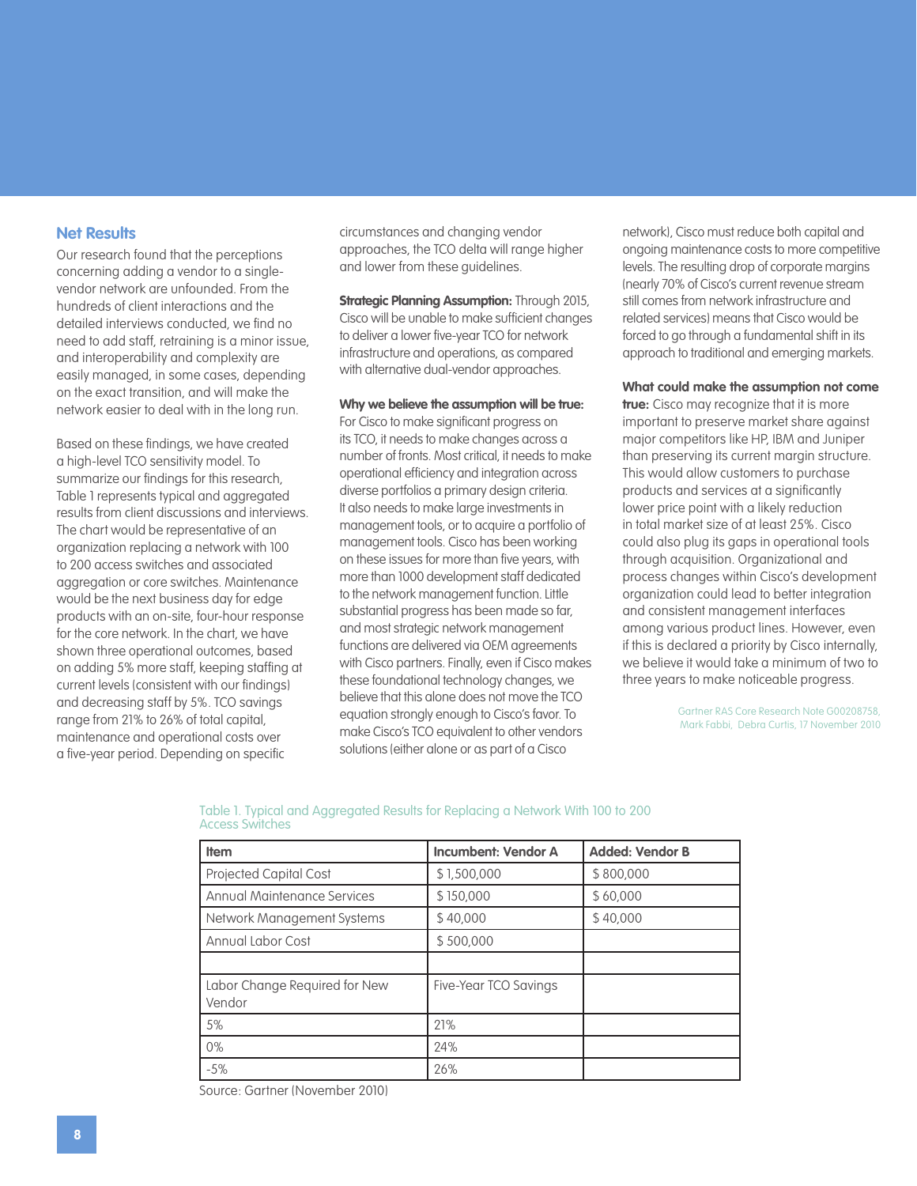## Net Results

Our research found that the perceptions concerning adding a vendor to a single-vendor network are unfounded. From the hundreds of client interactions and the detailed interviews conducted, we find no need to add staff, retraining is a minor issue, and interoperability and complexity are easily managed, in some cases, depending on the exact transition, and will make the network easier to deal with in the long run.

Based on these findings, we have created a high-level TCO sensitivity model. To summarize our findings for this research, Table 1 represents typical and aggregated results from client discussions and interviews. The chart would be representative of an organization replacing a network with 100 to 200 access switches and associated aggregation or core switches. Maintenance would be the next business day for edge products with an on-site, four-hour response for the core network. In the chart, we have shown three operational outcomes, based on adding 5% more staff, keeping staffing at current levels (consistent with our findings) and decreasing staff by 5%. TCO savings range from 21% to 26% of total capital, maintenance and operational costs over a five-year period. Depending on specific circumstances and changing vendor approaches, the TCO delta will range higher and lower from these guidelines.

**Strategic Planning Assumption:** Through 2015, Cisco will be unable to make sufficient changes to deliver a lower five-year TCO for network infrastructure and operations, as compared with alternative dual-vendor approaches.

**Why we believe the assumption will be true:** For Cisco to make significant progress on its TCO, it needs to make changes across a number of fronts. Most critical, it needs to make operational efficiency and integration across diverse portfolios a primary design criteria. It also needs to make large investments in management tools, or to acquire a portfolio of management tools. Cisco has been working on these issues for more than five years, with more than 1000 development staff dedicated to the network management function. Little substantial progress has been made so far, and most strategic network management functions are delivered via OEM agreements with Cisco partners. Finally, even if Cisco makes these foundational technology changes, we believe that this alone does not move the TCO equation strongly enough to Cisco's favor. To make Cisco's TCO equivalent to other vendors solutions (either alone or as part of a Cisco network), Cisco must reduce both capital and ongoing maintenance costs to more competitive levels. The resulting drop of corporate margins (nearly 70% of Cisco's current revenue stream still comes from network infrastructure and related services) means that Cisco would be forced to go through a fundamental shift in its approach to traditional and emerging markets.

**What could make the assumption not come true:** Cisco may recognize that it is more important to preserve market share against major competitors like HP, IBM and Juniper than preserving its current margin structure. This would allow customers to purchase products and services at a significantly lower price point with a likely reduction in total market size of at least 25%. Cisco could also plug its gaps in operational tools through acquisition. Organizational and process changes within Cisco's development organization could lead to better integration and consistent management interfaces among various product lines. However, even if this is declared a priority by Cisco internally, we believe it would take a minimum of two to three years to make noticeable progress.

Gartner RAS Core Research Note G00208758, Mark Fabbi, Debra Curtis, 17 November 2010

Table 1. Typical and Aggregated Results for Replacing a Network With 100 to 200 Access Switches

| Item | Incumbent: Vendor A | Added: Vendor B |
|---|---|---|
| Projected Capital Cost | $ 1,500,000 | $ 800,000 |
| Annual Maintenance Services | $ 150,000 | $ 60,000 |
| Network Management Systems | $ 40,000 | $ 40,000 |
| Annual Labor Cost | $ 500,000 | |
| | | |
| Labor Change Required for New Vendor | Five-Year TCO Savings | |
| 5% | 21% | |
| 0% | 24% | |
| -5% | 26% | |

Source: Gartner (November 2010)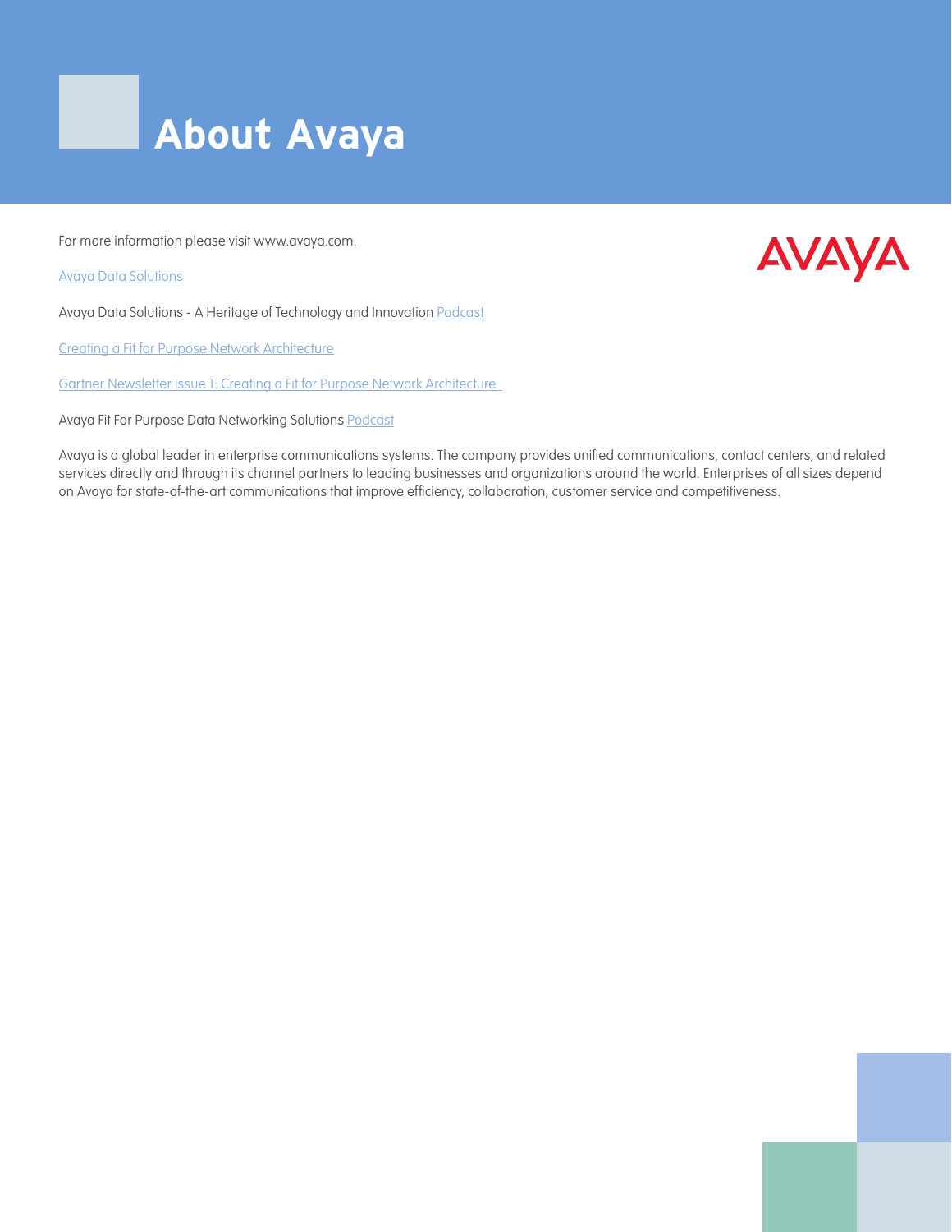# About Avaya

For more information please visit www.avaya.com.

Avaya Data Solutions

Avaya Data Solutions - A Heritage of Technology and Innovation Podcast

Creating a Fit for Purpose Network Architecture

Gartner Newsletter Issue 1: Creating a Fit for Purpose Network Architecture

Avaya Fit For Purpose Data Networking Solutions Podcast

Avaya is a global leader in enterprise communications systems. The company provides unified communications, contact centers, and related services directly and through its channel partners to leading businesses and organizations around the world. Enterprises of all sizes depend on Avaya for state-of-the-art communications that improve efficiency, collaboration, customer service and competitiveness.